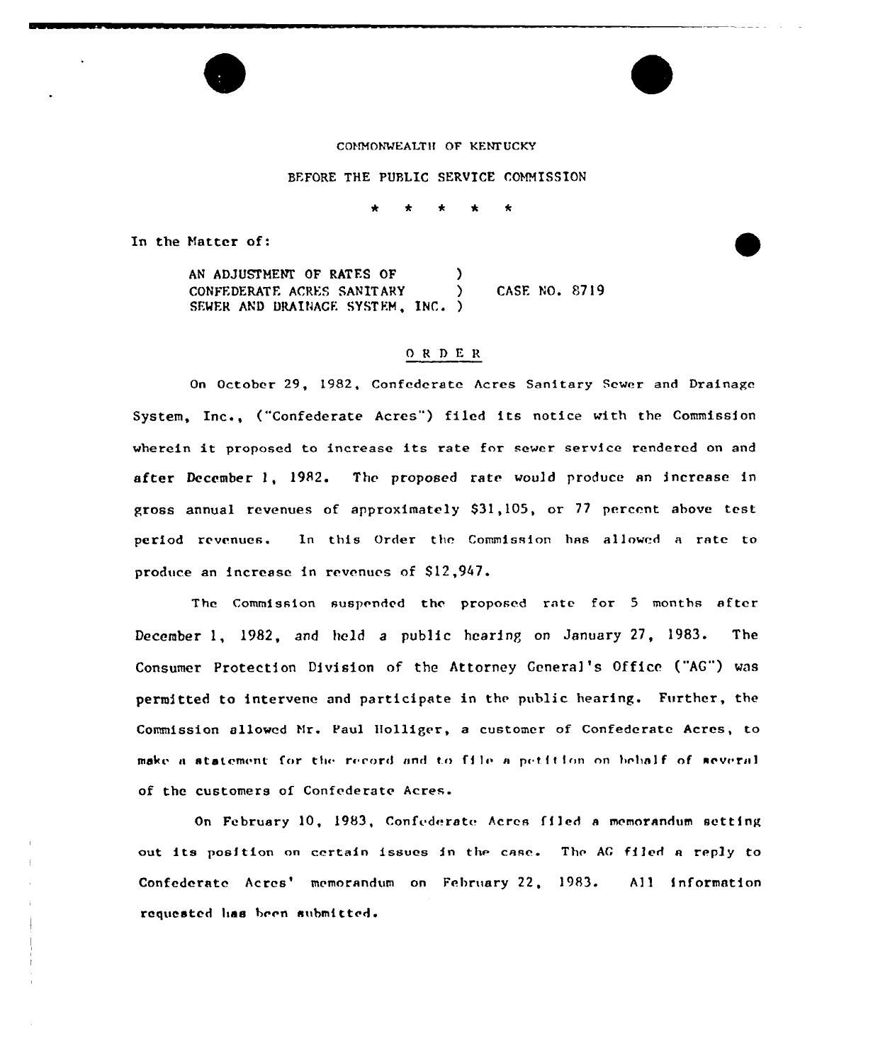COMMONWEALTH OF KENTUCKY

BEFORE THE PUBLIC SERVICE COMMISSION

\* \* \* \* \*

In the Matter of:

AN ADJUSTMENT OF RATES OF CONFEDERATE ACRES SANITARY SEWER AND DRAINAGE SYSTEM, INC. ) CASE NO. 8719

## O R D E R

On October 29, 1982, Confederate Acres Sanitary Sewer and Drainage System, Inc., ("Confederate Acres") filed its notice with the Commission wherein it proposed to increase its rate for sewer service rendered on and after December 1, 1982. The proposed rate would produce an increase in gross annual revenues of approximately $31,105, or 77 percent above test period revenues. In this Order the Commission has allowed a rate to produce an increase in revenues of $12,947.

The Commission suspended the proposed rate for 5 months after December 1, 1982, and held a public hearing on January 27, 1983. The Consumer Protection Division of the Attorney General's Office ("AG") was permitted to intervene and participate in the public hearing. Further, the Commission allowed Mr. Paul Holliger, a customer of Confederate Acres, to make a statement for the record and to file a petition on behalf of several of the customers of Confederate Acres.

On February 10, 1983, Confederate Acres filed a memorandum setting out its position on certain issues in the case. The AG filed a reply to Confederate Acres' memorandum on February 22, 1983. All information requested has been submitted.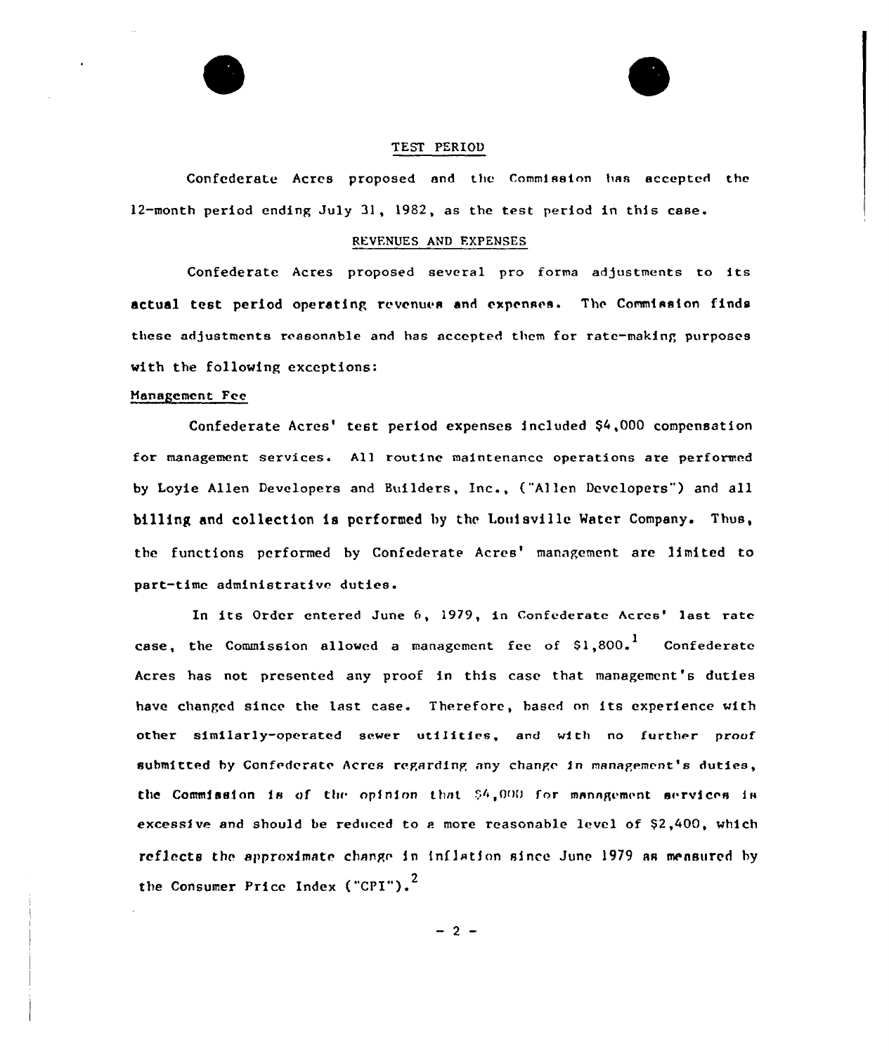## TEST PERIOD

Confederate Acres proposed and the Commission has accepted the 12-month period ending July 31, 1982, as the test period in this case.

## REVENUES AND EXPENSES

Confederate Acres proposed several pro forma adjustments to its actual test period operating revenues and expenses. The Commission finds these adjustments reasonable and has accepted them for rate-making purposes with the following exceptions:

### Management Fee

Confederate Acres' test period expenses included $4,000 compensation for management services. All routine maintenance operations are performed by Loyie Allen Developers and Builders, Inc., ("Allen Developers") and all billing and collection is performed by the Louisville Water Company. Thus, the functions performed by Confederate Acres' management are limited to part-time administrative duties.

In its Order entered June 6, 1979, in Confederate Acres' last rate case, the Commission allowed a management fee of $1,800.[1] Confederate Acres has not presented any proof in this case that management's duties have changed since the last case. Therefore, based on its experience with other similarly-operated sewer utilities, and with no further proof submitted by Confederate Acres regarding any change in management's duties, the Commission is of the opinion that $4,000 for management services is excessive and should be reduced to a more reasonable level of $2,400, which reflects the approximate change in inflation since June 1979 as measured by the Consumer Price Index ("CPI").[2]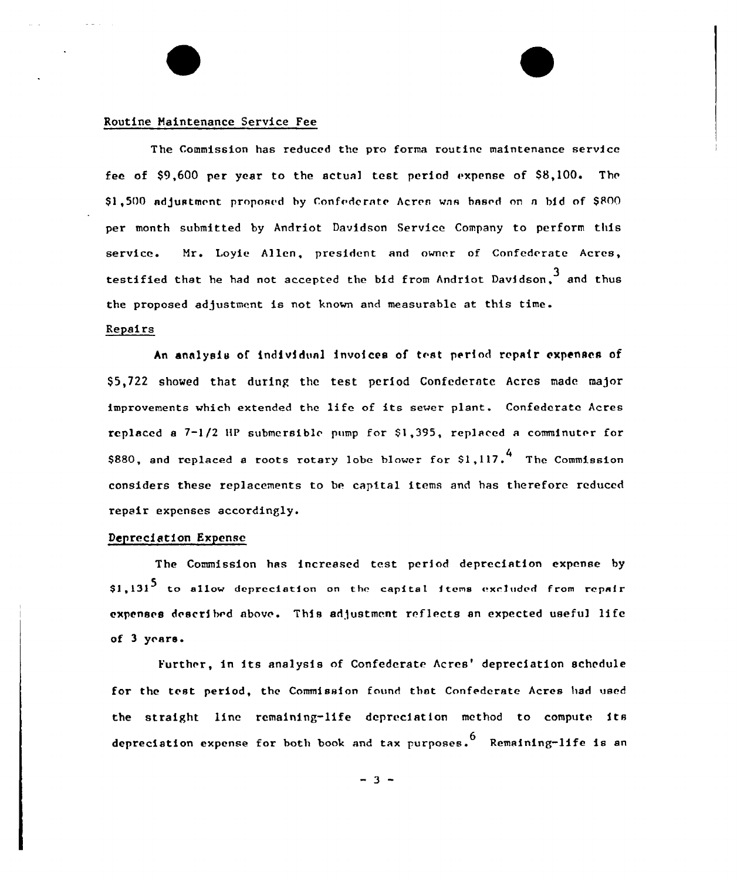## Routine Maintenance Service Fee

The Commission has reduced the pro forma routine maintenance service fee of $9,600 per year to the actual test period expense of $8,100. The $1,500 adjustment proposed by Confederate Acres was based on a bid of $800 per month submitted by Andriot Davidson Service Company to perform this service. Mr. Loyie Allen, president and owner of Confederate Acres, testified that he had not accepted the bid from Andriot Davidson,[3] and thus the proposed adjustment is not known and measurable at this time.

## Repairs

An analysis of individual invoices of test period repair expenses of $5,722 showed that during the test period Confederate Acres made major improvements which extended the life of its sewer plant. Confederate Acres replaced a 7-1/2 HP submersible pump for $1,395, replaced a comminuter for $880, and replaced a roots rotary lobe blower for $1,117.[4] The Commission considers these replacements to be capital items and has therefore reduced repair expenses accordingly.

## Depreciation Expense

The Commission has increased test period depreciation expense by $1,131[5] to allow depreciation on the capital items excluded from repair expenses described above. This adjustment reflects an expected useful life of 3 years.

Further, in its analysis of Confederate Acres' depreciation schedule for the test period, the Commission found that Confederate Acres had used the straight line remaining-life depreciation method to compute its depreciation expense for both book and tax purposes.[6] Remaining-life is an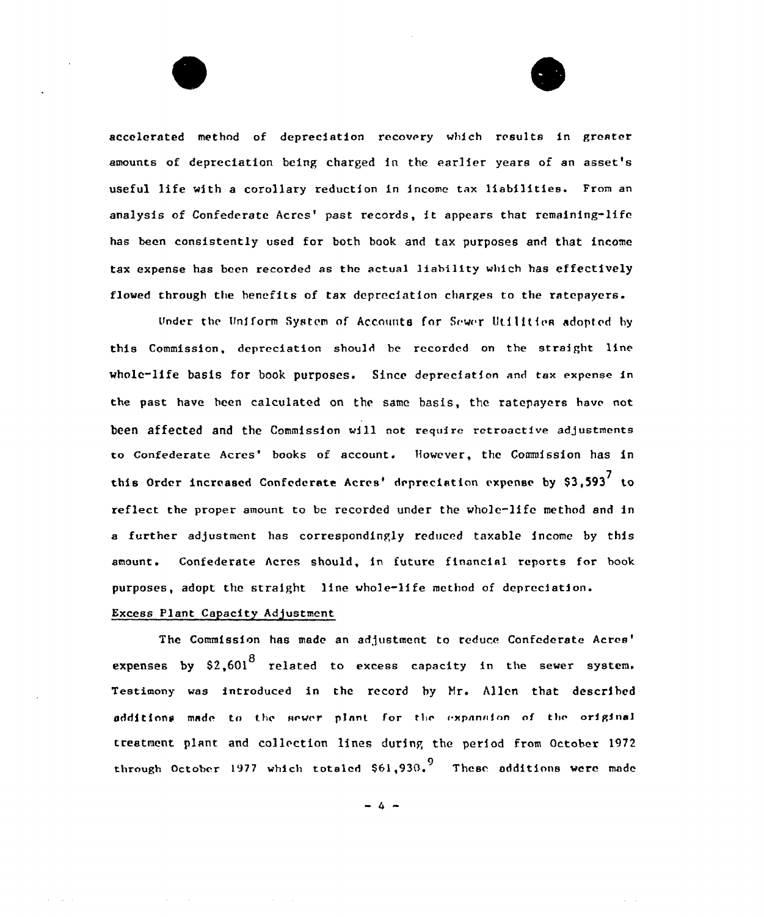accelerated method of depreciation recovery which results in greater amounts of depreciation being charged in the earlier years of an asset's useful life with a corollary reduction in income tax liabilities. From an analysis of Confederate Acres' past records, it appears that remaining-life has been consistently used for both book and tax purposes and that income tax expense has been recorded as the actual liability which has effectively flowed through the benefits of tax depreciation charges to the ratepayers.

Under the Uniform System of Accounts for Sewer Utilities adopted by this Commission, depreciation should be recorded on the straight line whole-life basis for book purposes. Since depreciation and tax expense in the past have been calculated on the same basis, the ratepayers have not been affected and the Commission will not require retroactive adjustments to Confederate Acres' books of account. However, the Commission has in this Order increased Confederate Acres' depreciation expense by $3,593[7] to reflect the proper amount to be recorded under the whole-life method and in a further adjustment has correspondingly reduced taxable income by this amount. Confederate Acres should, in future financial reports for book purposes, adopt the straight line whole-life method of depreciation.

Excess Plant Capacity Adjustment

The Commission has made an adjustment to reduce Confederate Acres' expenses by $2,601[8] related to excess capacity in the sewer system. Testimony was introduced in the record by Mr. Allen that described additions made to the sewer plant for the expansion of the original treatment plant and collection lines during the period from October 1972 through October 1977 which totaled $61,930.[9] These additions were made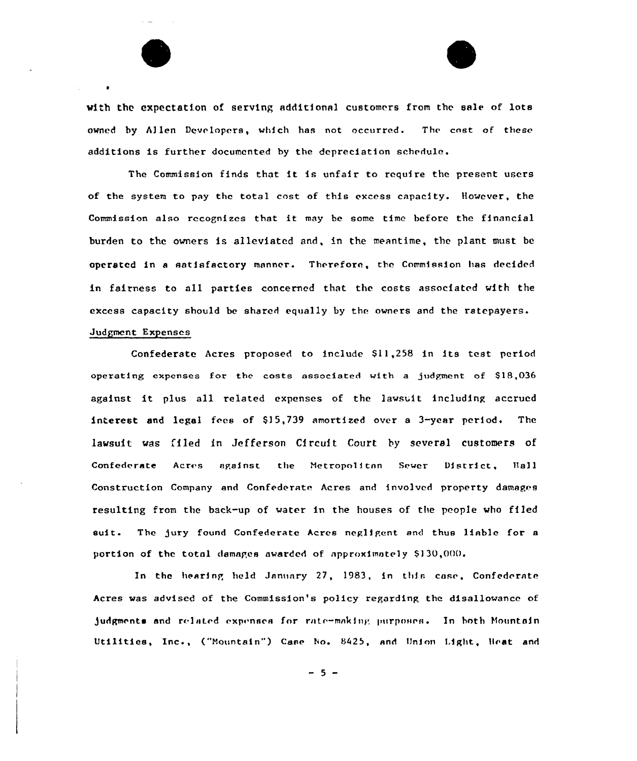with the expectation of serving additional customers from the sale of lots owned by Allen Developers, which has not occurred. The cost of these additions is further documented by the depreciation schedule.

The Commission finds that it is unfair to require the present users of the system to pay the total cost of this excess capacity. However, the Commission also recognizes that it may be some time before the financial burden to the owners is alleviated and, in the meantime, the plant must be operated in a satisfactory manner. Therefore, the Commission has decided in fairness to all parties concerned that the costs associated with the excess capacity should be shared equally by the owners and the ratepayers.

Judgment Expenses

Confederate Acres proposed to include $11,258 in its test period operating expenses for the costs associated with a judgment of $18,036 against it plus all related expenses of the lawsuit including accrued interest and legal fees of $15,739 amortized over a 3-year period. The lawsuit was filed in Jefferson Circuit Court by several customers of Confederate Acres against the Metropolitan Sewer District, Hall Construction Company and Confederate Acres and involved property damages resulting from the back-up of water in the houses of the people who filed suit. The jury found Confederate Acres negligent and thus liable for a portion of the total damages awarded of approximately $130,000.

In the hearing held January 27, 1983, in this case, Confederate Acres was advised of the Commission's policy regarding the disallowance of judgments and related expenses for rate-making purposes. In both Mountain Utilities, Inc., ("Mountain") Case No. 8425, and Union Light, Heat and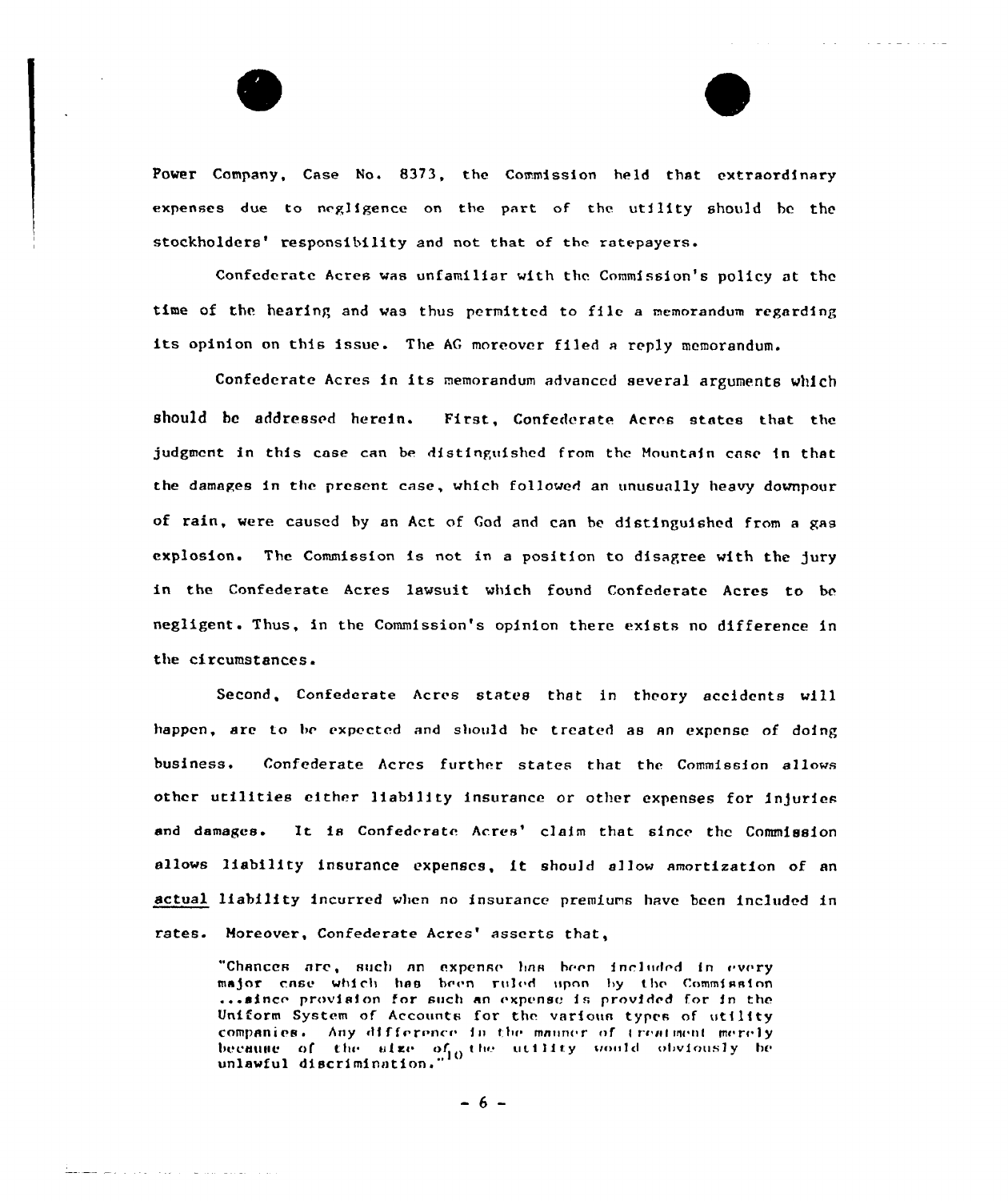Power Company, Case No. 8373, the Commission held that extraordinary expenses due to negligence on the part of the utility should be the stockholders' responsibility and not that of the ratepayers.

Confederate Acres was unfamiliar with the Commission's policy at the time of the hearing and was thus permitted to file a memorandum regarding its opinion on this issue. The AG moreover filed a reply memorandum.

Confederate Acres in its memorandum advanced several arguments which should be addressed herein. First, Confederate Acres states that the judgment in this case can be distinguished from the Mountain case in that the damages in the present case, which followed an unusually heavy downpour of rain, were caused by an Act of God and can be distinguished from a gas explosion. The Commission is not in a position to disagree with the jury in the Confederate Acres lawsuit which found Confederate Acres to be negligent. Thus, in the Commission's opinion there exists no difference in the circumstances.

Second, Confederate Acres states that in theory accidents will happen, are to be expected and should be treated as an expense of doing business. Confederate Acres further states that the Commission allows other utilities either liability insurance or other expenses for injuries and damages. It is Confederate Acres' claim that since the Commission allows liability insurance expenses, it should allow amortization of an actual liability incurred when no insurance premiums have been included in rates. Moreover, Confederate Acres' asserts that,

> "Chances are, such an expense has been included in every major case which has been ruled upon by the Commission ...since provision for such an expense is provided for in the Uniform System of Accounts for the various types of utility companies. Any difference in the manner of treatment merely because of the size of the utility would obviously be unlawful discrimination."[10]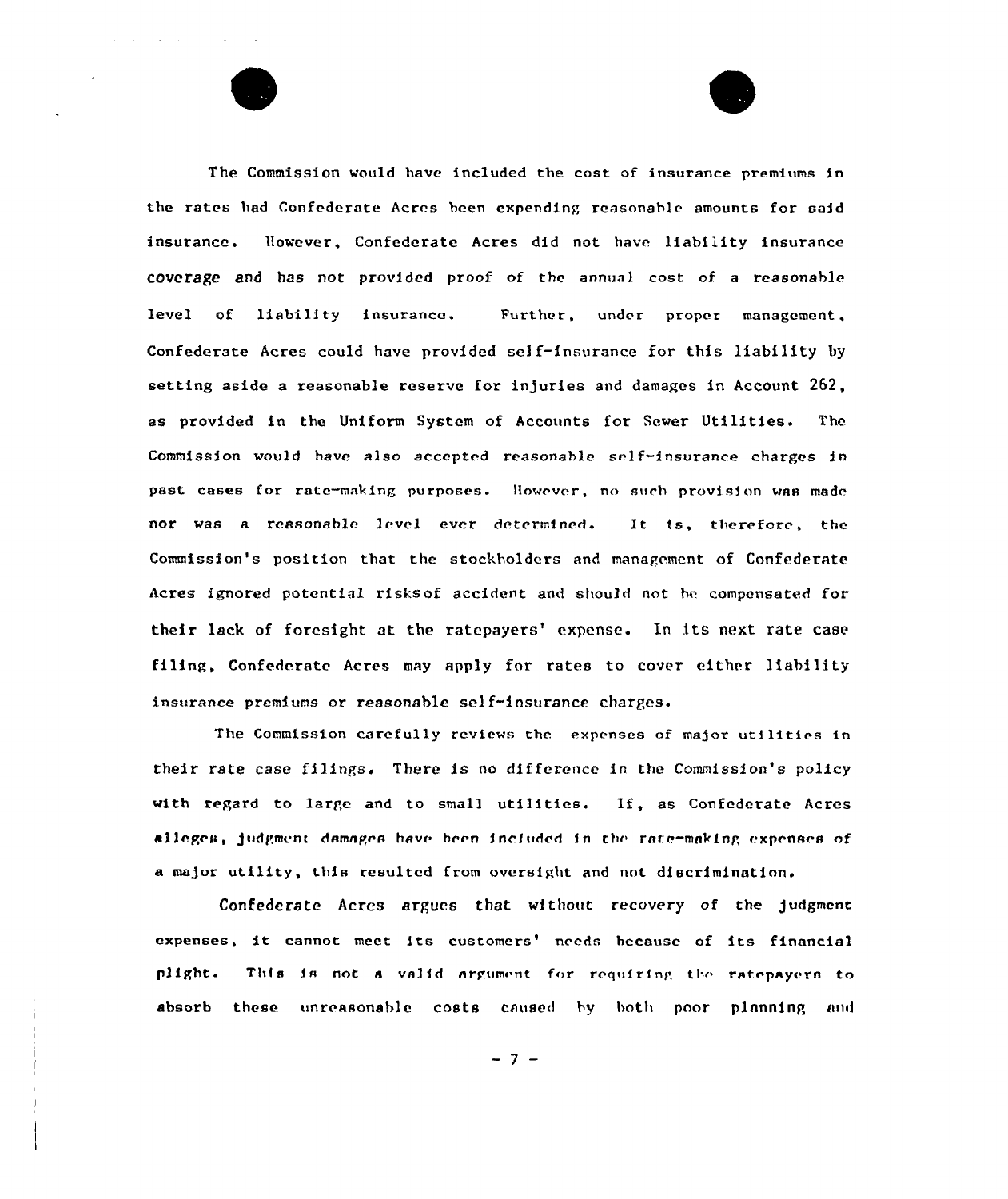The Commission would have included the cost of insurance premiums in the rates had Confederate Acres been expending reasonable amounts for said insurance. However, Confederate Acres did not have liability insurance coverage and has not provided proof of the annual cost of a reasonable level of liability insurance. Further, under proper management, Confederate Acres could have provided self-insurance for this liability by setting aside a reasonable reserve for injuries and damages in Account 262, as provided in the Uniform System of Accounts for Sewer Utilities. The Commission would have also accepted reasonable self-insurance charges in past cases for rate-making purposes. However, no such provision was made nor was a reasonable level ever determined. It is, therefore, the Commission's position that the stockholders and management of Confederate Acres ignored potential risksof accident and should not be compensated for their lack of foresight at the ratepayers' expense. In its next rate case filing, Confederate Acres may apply for rates to cover either liability insurance premiums or reasonable self-insurance charges.

The Commission carefully reviews the expenses of major utilities in their rate case filings. There is no difference in the Commission's policy with regard to large and to small utilities. If, as Confederate Acres alleges, judgment damages have been included in the rate-making expenses of a major utility, this resulted from oversight and not discrimination.

Confederate Acres argues that without recovery of the judgment expenses, it cannot meet its customers' needs because of its financial plight. This is not a valid argument for requiring the ratepayers to absorb these unreasonable costs caused by both poor planning and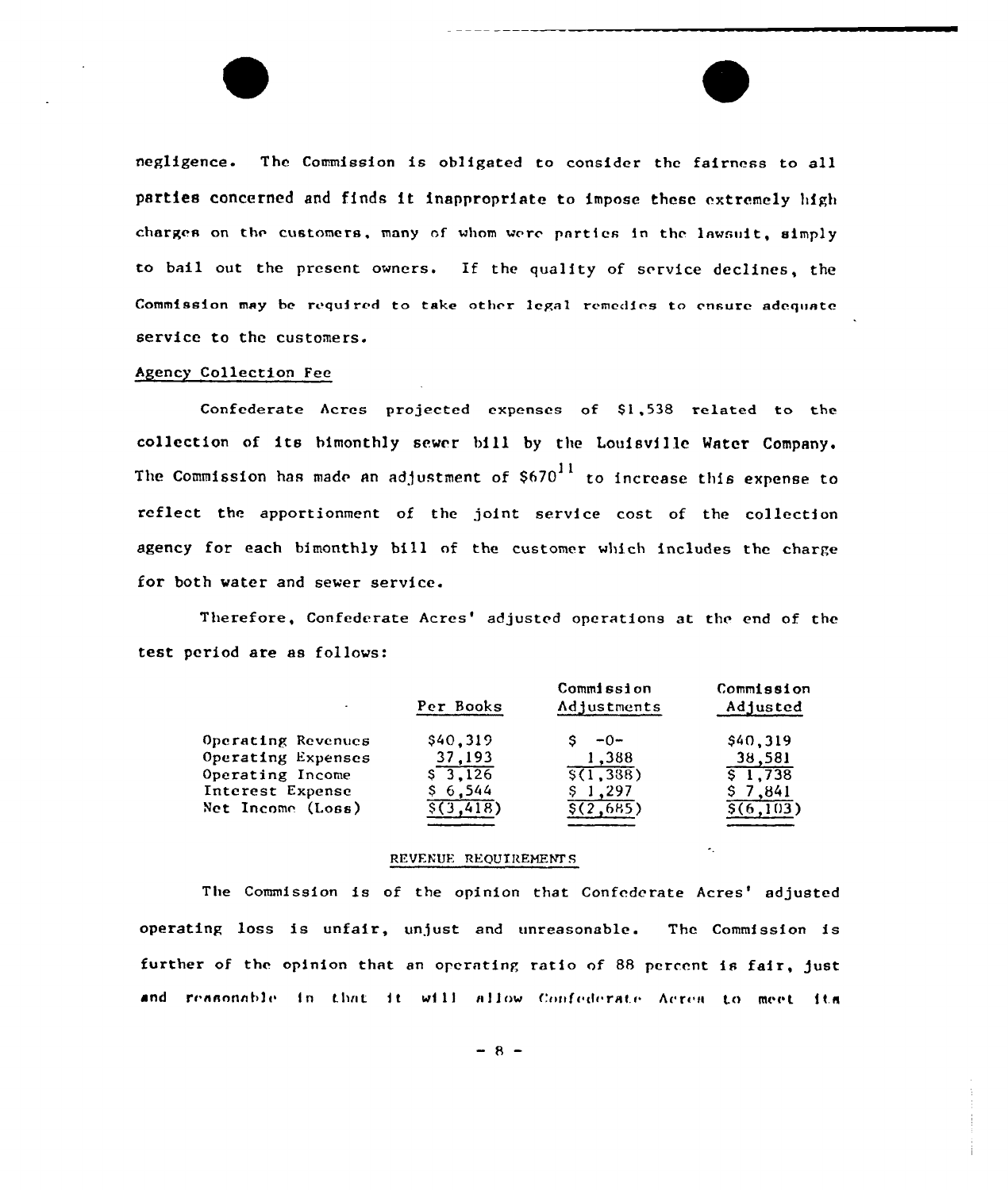negligence. The Commission is obligated to consider the fairness to all parties concerned and finds it inappropriate to impose these extremely high charges on the customers, many of whom were parties in the lawsuit, simply to bail out the present owners. If the quality of service declines, the Commission may be required to take other legal remedies to ensure adequate service to the customers.

Agency Collection Fee

Confederate Acres projected expenses of $1,538 related to the collection of its bimonthly sewer bill by the Louisville Water Company. The Commission has made an adjustment of $670[11] to increase this expense to reflect the apportionment of the joint service cost of the collection agency for each bimonthly bill of the customer which includes the charge for both water and sewer service.

Therefore, Confederate Acres' adjusted operations at the end of the test period are as follows:

| | Per Books | Commission Adjustments | Commission Adjusted |
|---|---|---|---|
| Operating Revenues | $40,319 | $ -0- | $40,319 |
| Operating Expenses | 37,193 | 1,388 | 38,581 |
| Operating Income | $ 3,126 | $(1,388) | $ 1,738 |
| Interest Expense | $ 6,544 | $ 1,297 | $ 7,841 |
| Net Income (Loss) | $(3,418) | $(2,685) | $(6,103) |

REVENUE REQUIREMENTS

The Commission is of the opinion that Confederate Acres' adjusted operating loss is unfair, unjust and unreasonable. The Commission is further of the opinion that an operating ratio of 88 percent is fair, just and reasonable in that it will allow Confederate Acres to meet its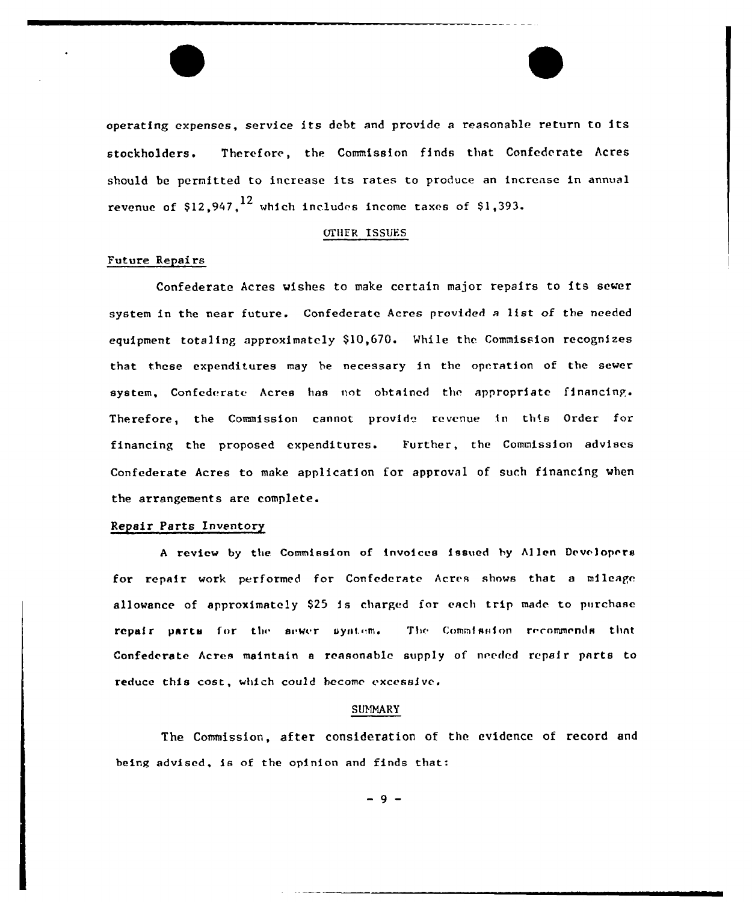operating expenses, service its debt and provide a reasonable return to its stockholders. Therefore, the Commission finds that Confederate Acres should be permitted to increase its rates to produce an increase in annual revenue of $12,947,[12] which includes income taxes of $1,393.

## OTHER ISSUES

### Future Repairs

Confederate Acres wishes to make certain major repairs to its sewer system in the near future. Confederate Acres provided a list of the needed equipment totaling approximately $10,670. While the Commission recognizes that these expenditures may be necessary in the operation of the sewer system, Confederate Acres has not obtained the appropriate financing. Therefore, the Commission cannot provide revenue in this Order for financing the proposed expenditures. Further, the Commission advises Confederate Acres to make application for approval of such financing when the arrangements are complete.

### Repair Parts Inventory

A review by the Commission of invoices issued by Allen Developers for repair work performed for Confederate Acres shows that a mileage allowance of approximately $25 is charged for each trip made to purchase repair parts for the sewer system. The Commission recommends that Confederate Acres maintain a reasonable supply of needed repair parts to reduce this cost, which could become excessive.

## SUMMARY

The Commission, after consideration of the evidence of record and being advised, is of the opinion and finds that: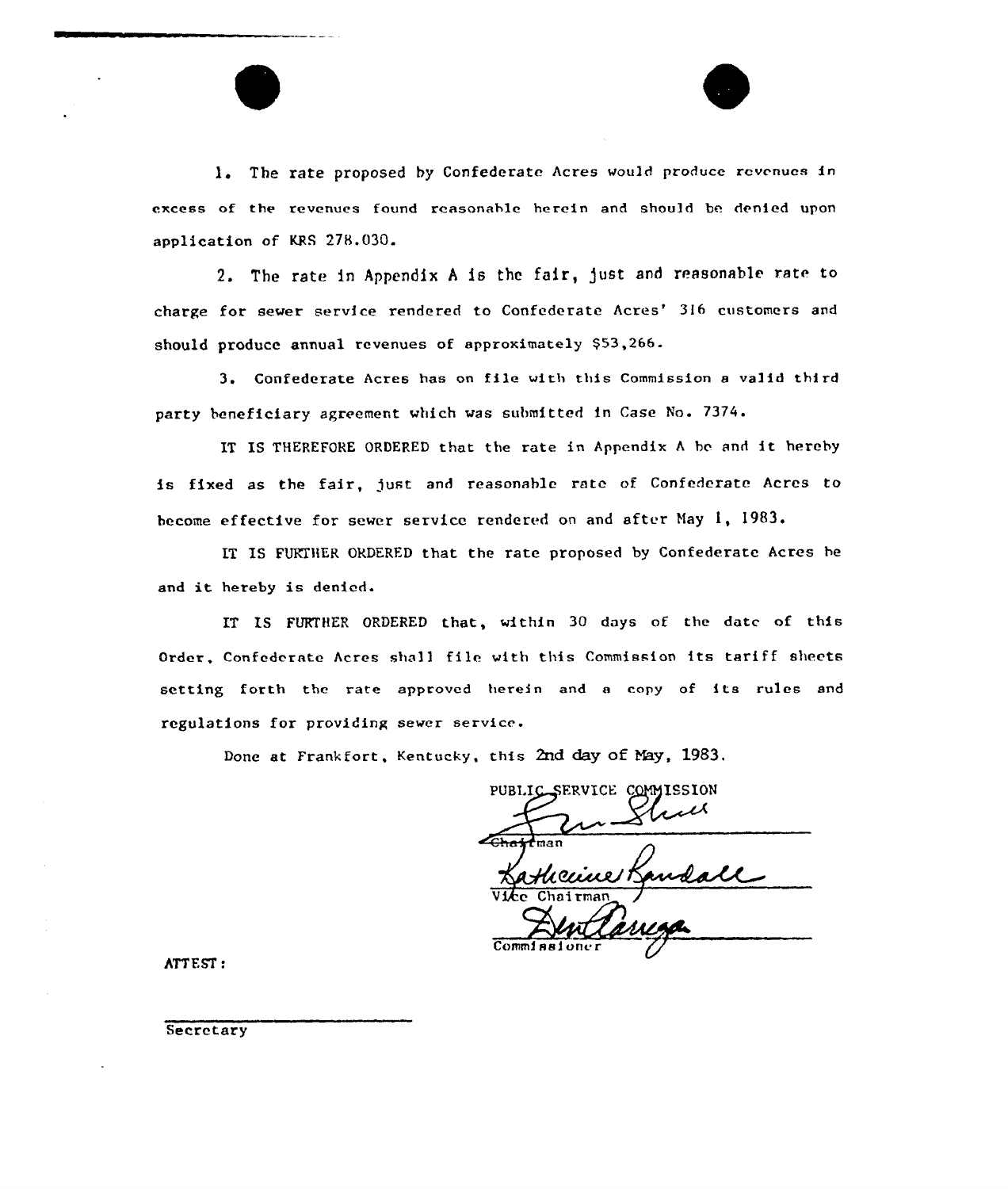1. The rate proposed by Confederate Acres would produce revenues in excess of the revenues found reasonable herein and should be denied upon application of KRS 278.030.

2. The rate in Appendix A is the fair, just and reasonable rate to charge for sewer service rendered to Confederate Acres' 316 customers and should produce annual revenues of approximately $53,266.

3. Confederate Acres has on file with this Commission a valid third party beneficiary agreement which was submitted in Case No. 7374.

IT IS THEREFORE ORDERED that the rate in Appendix A be and it hereby is fixed as the fair, just and reasonable rate of Confederate Acres to become effective for sewer service rendered on and after May 1, 1983.

IT IS FURTHER ORDERED that the rate proposed by Confederate Acres be and it hereby is denied.

IT IS FURTHER ORDERED that, within 30 days of the date of this Order, Confederate Acres shall file with this Commission its tariff sheets setting forth the rate approved herein and a copy of its rules and regulations for providing sewer service.

Done at Frankfort, Kentucky, this 2nd day of May, 1983.

PUBLIC SERVICE COMMISSION

Chairman

Vice Chairman

Commissioner

ATTEST:

Secretary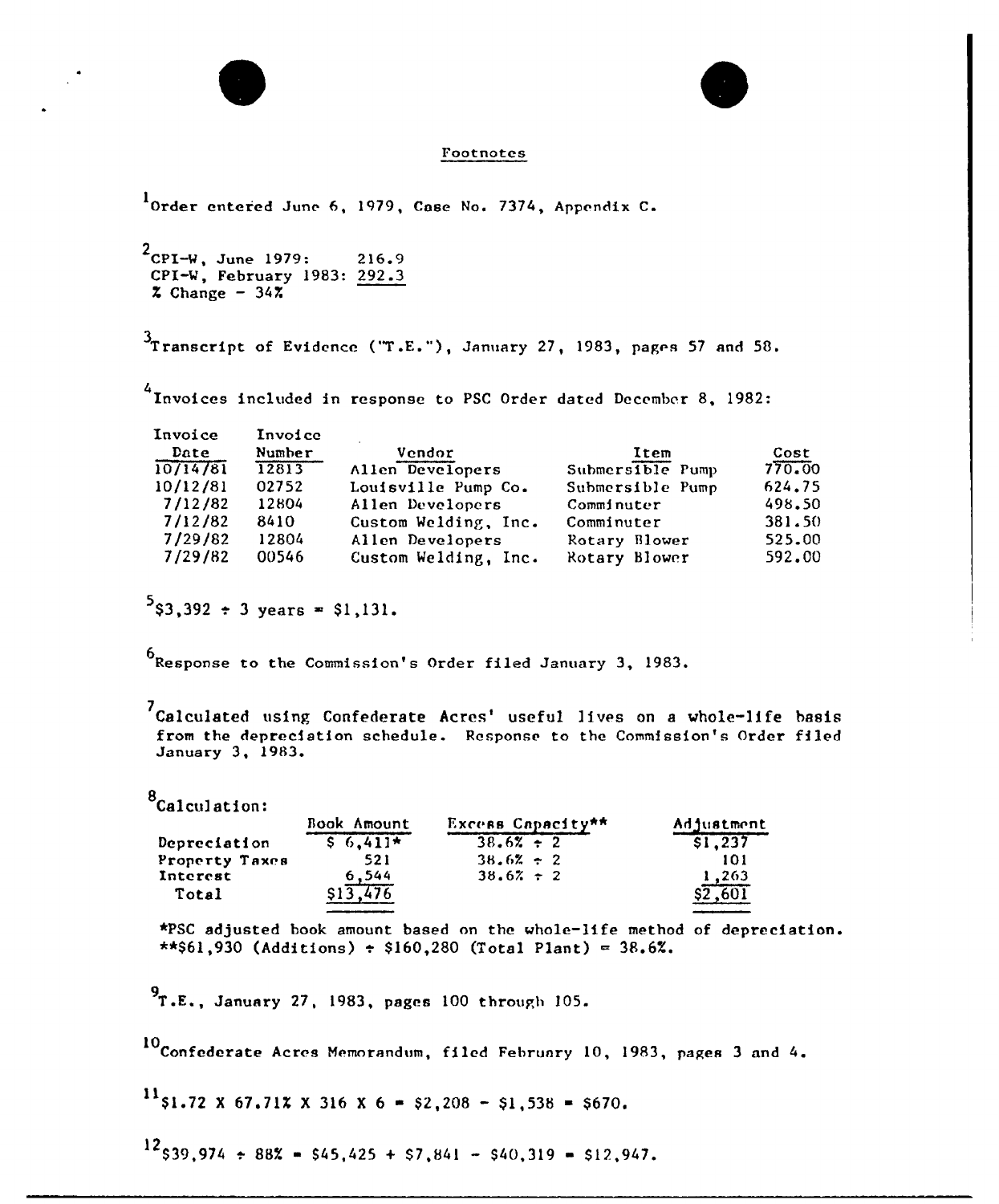## Footnotes

[1]Order entered June 6, 1979, Case No. 7374, Appendix C.

[2]CPI-W, June 1979: 216.9
CPI-W, February 1983: 292.3
% Change - 34%

[3]Transcript of Evidence ("T.E."), January 27, 1983, pages 57 and 58.

[4]Invoices included in response to PSC Order dated December 8, 1982:

| Invoice Date | Invoice Number | Vendor | Item | Cost |
|---|---|---|---|---|
| 10/14/81 | 12813 | Allen Developers | Submersible Pump | 770.00 |
| 10/12/81 | 02752 | Louisville Pump Co. | Submersible Pump | 624.75 |
| 7/12/82 | 12804 | Allen Developers | Comminuter | 498.50 |
| 7/12/82 | 8410 | Custom Welding, Inc. | Comminuter | 381.50 |
| 7/29/82 | 12804 | Allen Developers | Rotary Blower | 525.00 |
| 7/29/82 | 00546 | Custom Welding, Inc. | Rotary Blower | 592.00 |

[5]$3,392 ÷ 3 years = $1,131.

[6]Response to the Commission's Order filed January 3, 1983.

[7]Calculated using Confederate Acres' useful lives on a whole-life basis from the depreciation schedule. Response to the Commission's Order filed January 3, 1983.

[8]Calculation:

| | Book Amount | Excess Capacity** | Adjustment |
|---|---|---|---|
| Depreciation | $ 6,411* | 38.6% ÷ 2 | $1,237 |
| Property Taxes | 521 | 38.6% ÷ 2 | 101 |
| Interest | 6,544 | 38.6% ÷ 2 | 1,263 |
| Total | $13,476 | | $2,601 |

*PSC adjusted book amount based on the whole-life method of depreciation.
**$61,930 (Additions) ÷ $160,280 (Total Plant) = 38.6%.

[9]T.E., January 27, 1983, pages 100 through 105.

[10]Confederate Acres Memorandum, filed February 10, 1983, pages 3 and 4.

[11]$1.72 X 67.71% X 316 X 6 = $2,208 - $1,538 = $670.

[12]$39,974 ÷ 88% = $45,425 + $7,841 - $40,319 = $12,947.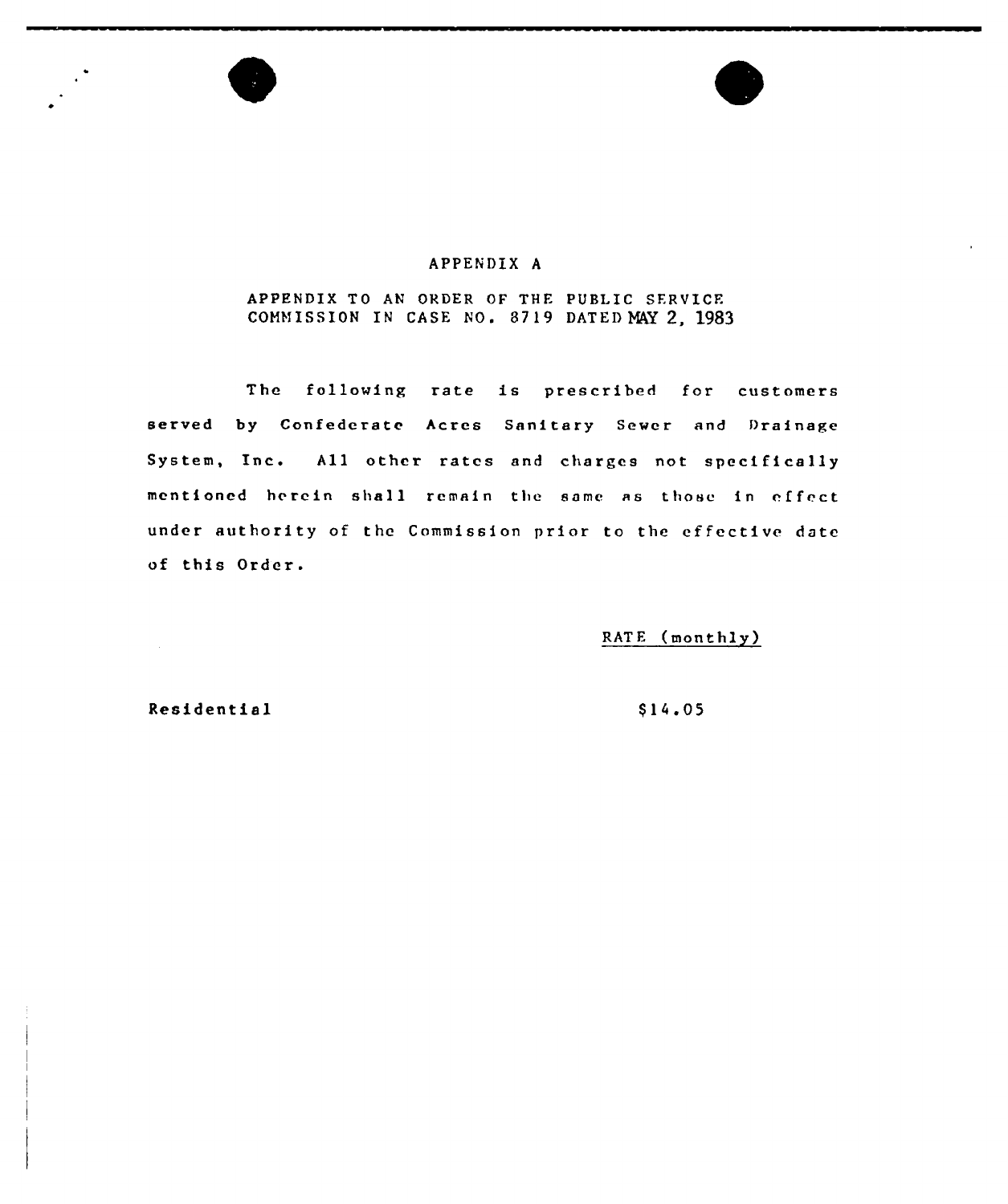# APPENDIX A

APPENDIX TO AN ORDER OF THE PUBLIC SERVICE COMMISSION IN CASE NO. 8719 DATED MAY 2, 1983

The following rate is prescribed for customers served by Confederate Acres Sanitary Sewer and Drainage System, Inc. All other rates and charges not specifically mentioned herein shall remain the same as those in effect under authority of the Commission prior to the effective date of this Order.

| | RATE (monthly) |
|---|---|
| Residential | $14.05 |